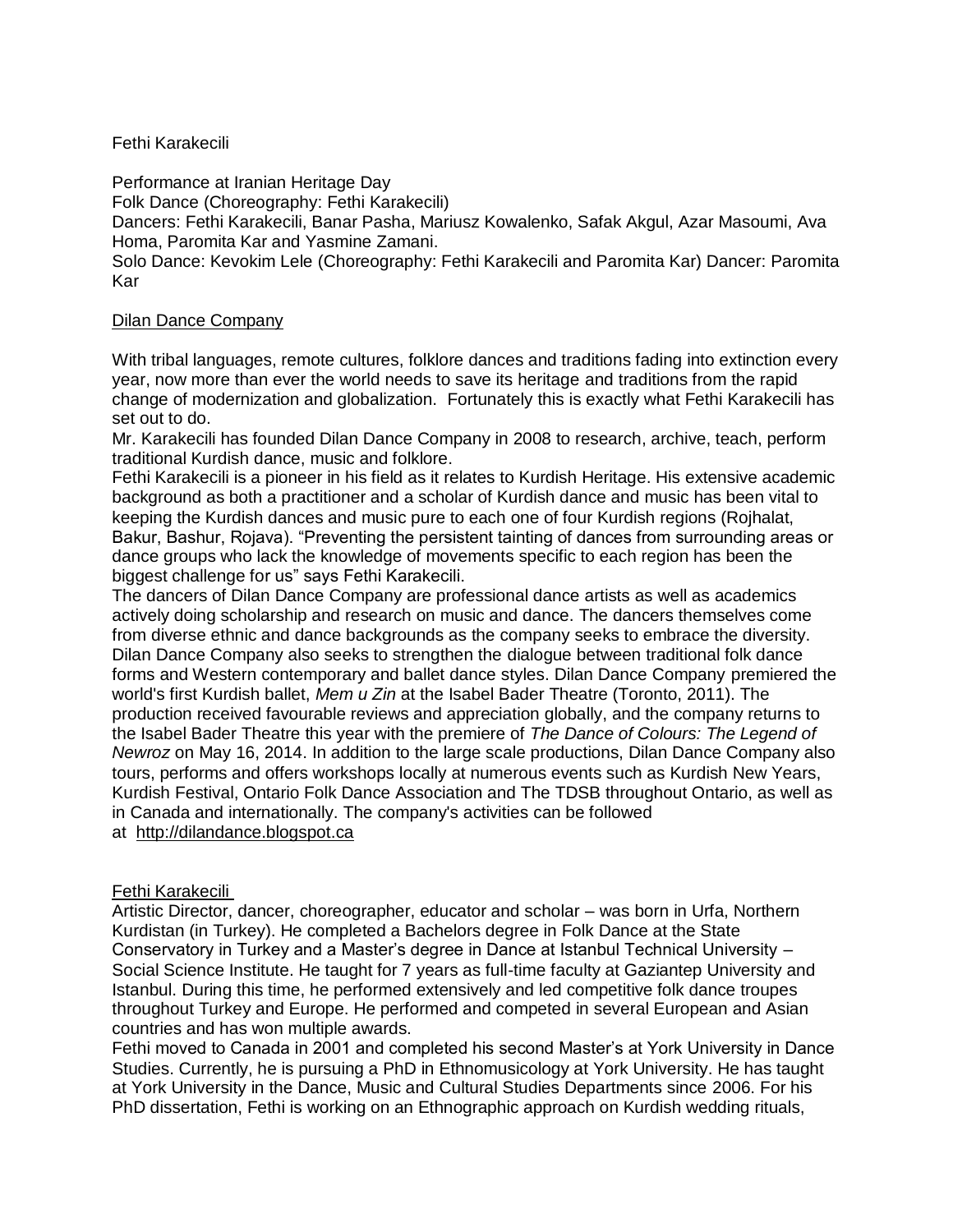Fethi Karakecili

Performance at Iranian Heritage Day
Folk Dance (Choreography: Fethi Karakecili)
Dancers: Fethi Karakecili, Banar Pasha, Mariusz Kowalenko, Safak Akgul, Azar Masoumi, Ava Homa, Paromita Kar and Yasmine Zamani.
Solo Dance: Kevokim Lele (Choreography: Fethi Karakecili and Paromita Kar) Dancer: Paromita Kar

## Dilan Dance Company

With tribal languages, remote cultures, folklore dances and traditions fading into extinction every year, now more than ever the world needs to save its heritage and traditions from the rapid change of modernization and globalization. Fortunately this is exactly what Fethi Karakecili has set out to do.

Mr. Karakecili has founded Dilan Dance Company in 2008 to research, archive, teach, perform traditional Kurdish dance, music and folklore.

Fethi Karakecili is a pioneer in his field as it relates to Kurdish Heritage. His extensive academic background as both a practitioner and a scholar of Kurdish dance and music has been vital to keeping the Kurdish dances and music pure to each one of four Kurdish regions (Rojhalat, Bakur, Bashur, Rojava). "Preventing the persistent tainting of dances from surrounding areas or dance groups who lack the knowledge of movements specific to each region has been the biggest challenge for us" says Fethi Karakecili.

The dancers of Dilan Dance Company are professional dance artists as well as academics actively doing scholarship and research on music and dance. The dancers themselves come from diverse ethnic and dance backgrounds as the company seeks to embrace the diversity. Dilan Dance Company also seeks to strengthen the dialogue between traditional folk dance forms and Western contemporary and ballet dance styles. Dilan Dance Company premiered the world's first Kurdish ballet, *Mem u Zin* at the Isabel Bader Theatre (Toronto, 2011). The production received favourable reviews and appreciation globally, and the company returns to the Isabel Bader Theatre this year with the premiere of *The Dance of Colours: The Legend of Newroz* on May 16, 2014. In addition to the large scale productions, Dilan Dance Company also tours, performs and offers workshops locally at numerous events such as Kurdish New Years, Kurdish Festival, Ontario Folk Dance Association and The TDSB throughout Ontario, as well as in Canada and internationally. The company's activities can be followed at http://dilandance.blogspot.ca

## Fethi Karakecili

Artistic Director, dancer, choreographer, educator and scholar – was born in Urfa, Northern Kurdistan (in Turkey). He completed a Bachelors degree in Folk Dance at the State Conservatory in Turkey and a Master's degree in Dance at Istanbul Technical University – Social Science Institute. He taught for 7 years as full-time faculty at Gaziantep University and Istanbul. During this time, he performed extensively and led competitive folk dance troupes throughout Turkey and Europe. He performed and competed in several European and Asian countries and has won multiple awards.

Fethi moved to Canada in 2001 and completed his second Master's at York University in Dance Studies. Currently, he is pursuing a PhD in Ethnomusicology at York University. He has taught at York University in the Dance, Music and Cultural Studies Departments since 2006. For his PhD dissertation, Fethi is working on an Ethnographic approach on Kurdish wedding rituals,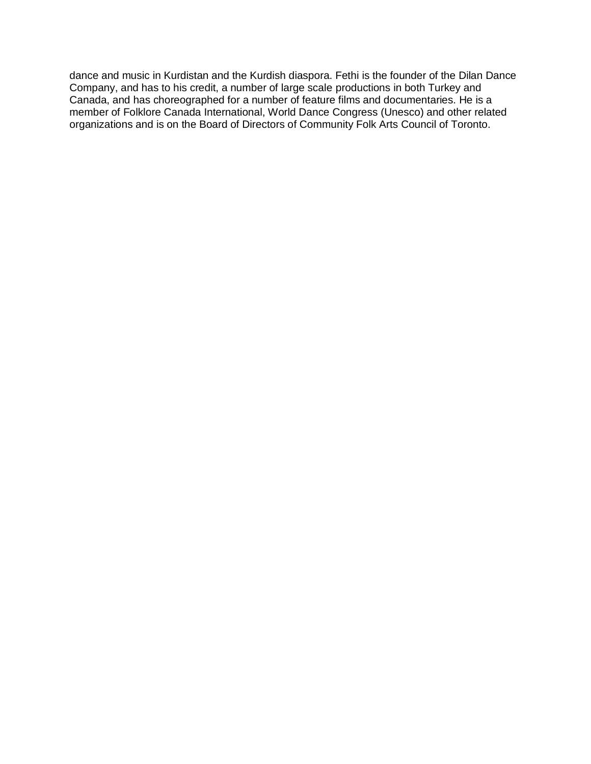dance and music in Kurdistan and the Kurdish diaspora. Fethi is the founder of the Dilan Dance Company, and has to his credit, a number of large scale productions in both Turkey and Canada, and has choreographed for a number of feature films and documentaries. He is a member of Folklore Canada International, World Dance Congress (Unesco) and other related organizations and is on the Board of Directors of Community Folk Arts Council of Toronto.